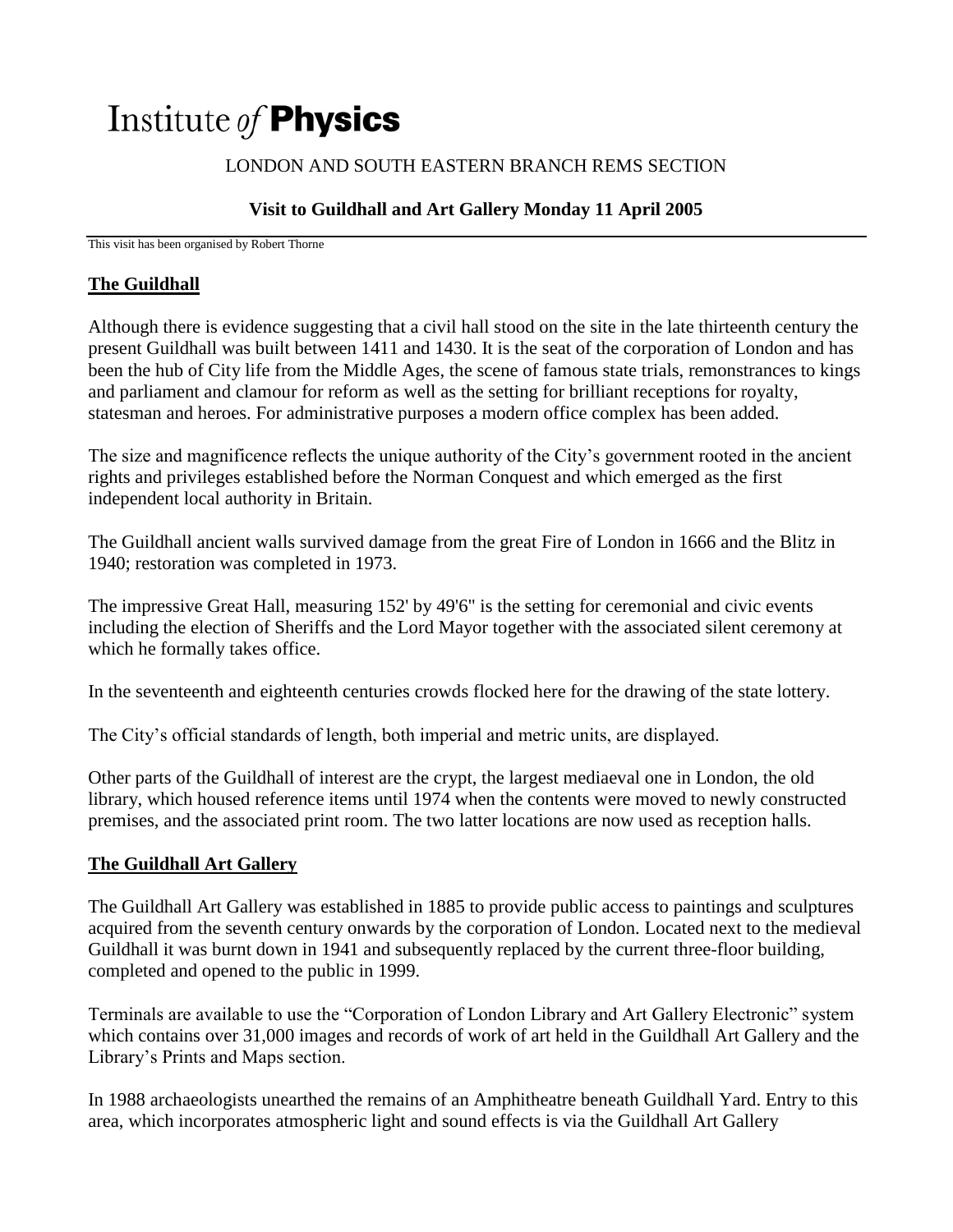# Institute *of* **Physics**

LONDON AND SOUTH EASTERN BRANCH REMS SECTION

**Visit to Guildhall and Art Gallery Monday 11 April 2005**

This visit has been organised by Robert Thorne

---

## The Guildhall

Although there is evidence suggesting that a civil hall stood on the site in the late thirteenth century the present Guildhall was built between 1411 and 1430. It is the seat of the corporation of London and has been the hub of City life from the Middle Ages, the scene of famous state trials, remonstrances to kings and parliament and clamour for reform as well as the setting for brilliant receptions for royalty, statesman and heroes. For administrative purposes a modern office complex has been added.

The size and magnificence reflects the unique authority of the City's government rooted in the ancient rights and privileges established before the Norman Conquest and which emerged as the first independent local authority in Britain.

The Guildhall ancient walls survived damage from the great Fire of London in 1666 and the Blitz in 1940; restoration was completed in 1973.

The impressive Great Hall, measuring 152' by 49'6" is the setting for ceremonial and civic events including the election of Sheriffs and the Lord Mayor together with the associated silent ceremony at which he formally takes office.

In the seventeenth and eighteenth centuries crowds flocked here for the drawing of the state lottery.

The City's official standards of length, both imperial and metric units, are displayed.

Other parts of the Guildhall of interest are the crypt, the largest mediaeval one in London, the old library, which housed reference items until 1974 when the contents were moved to newly constructed premises, and the associated print room. The two latter locations are now used as reception halls.

## The Guildhall Art Gallery

The Guildhall Art Gallery was established in 1885 to provide public access to paintings and sculptures acquired from the seventh century onwards by the corporation of London. Located next to the medieval Guildhall it was burnt down in 1941 and subsequently replaced by the current three-floor building, completed and opened to the public in 1999.

Terminals are available to use the "Corporation of London Library and Art Gallery Electronic" system which contains over 31,000 images and records of work of art held in the Guildhall Art Gallery and the Library's Prints and Maps section.

In 1988 archaeologists unearthed the remains of an Amphitheatre beneath Guildhall Yard. Entry to this area, which incorporates atmospheric light and sound effects is via the Guildhall Art Gallery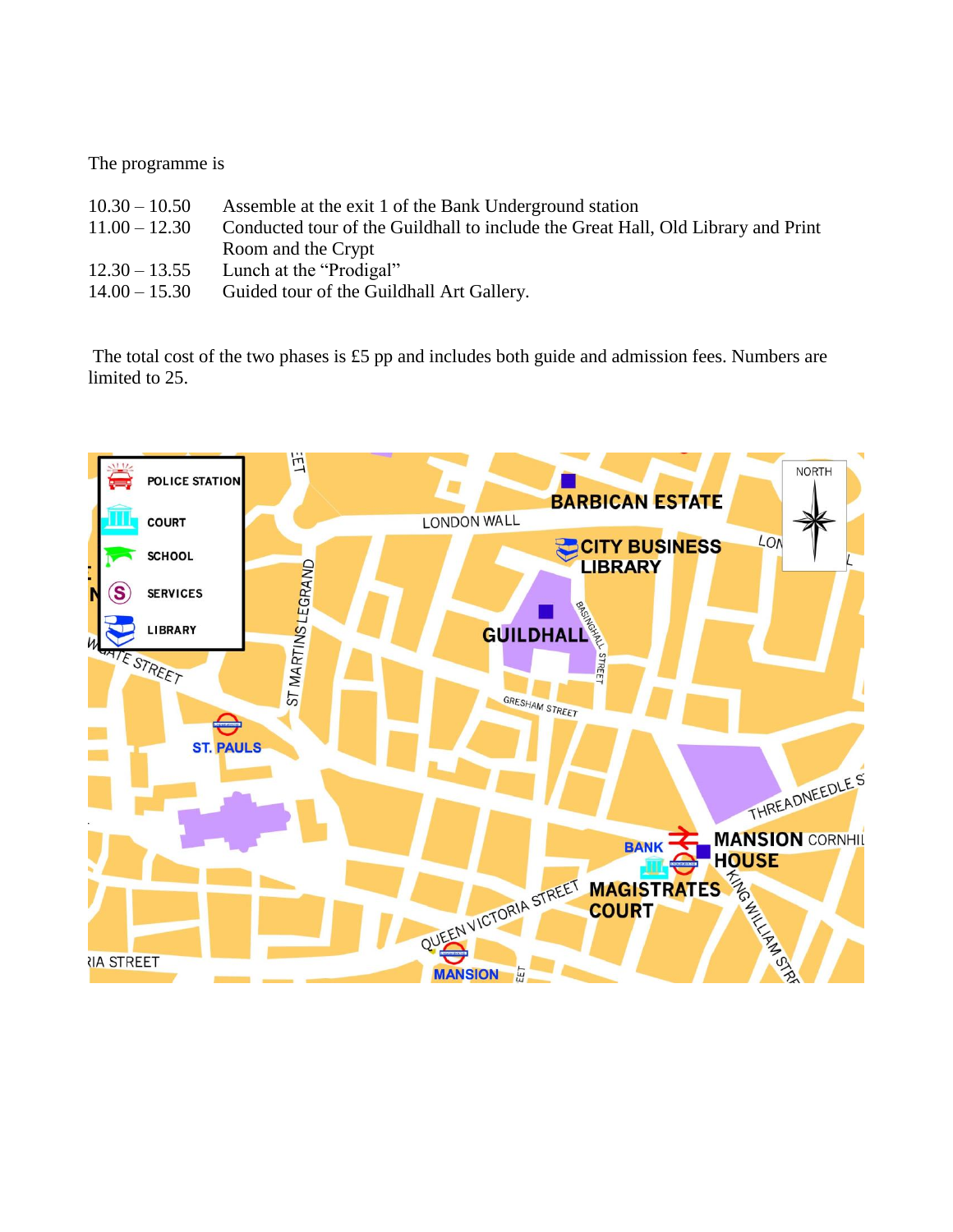The programme is

| | |
|---|---|
| 10.30 – 10.50 | Assemble at the exit 1 of the Bank Underground station |
| 11.00 – 12.30 | Conducted tour of the Guildhall to include the Great Hall, Old Library and Print Room and the Crypt |
| 12.30 – 13.55 | Lunch at the "Prodigal" |
| 14.00 – 15.30 | Guided tour of the Guildhall Art Gallery. |

The total cost of the two phases is £5 pp and includes both guide and admission fees. Numbers are limited to 25.

POLICE STATION

COURT

SCHOOL

SERVICES

LIBRARY

NORTH

BARBICAN ESTATE

LONDON WALL

CITY BUSINESS LIBRARY

GUILDHALL

BASINGHALL STREET

GRESHAM STREET

ST MARTINS LEGRAND

ST. PAULS

THREADNEEDLE ST

BANK

MANSION HOUSE

CORNHILL

MAGISTRATES COURT

KING WILLIAM STREET

QUEEN VICTORIA STREET

MANSION